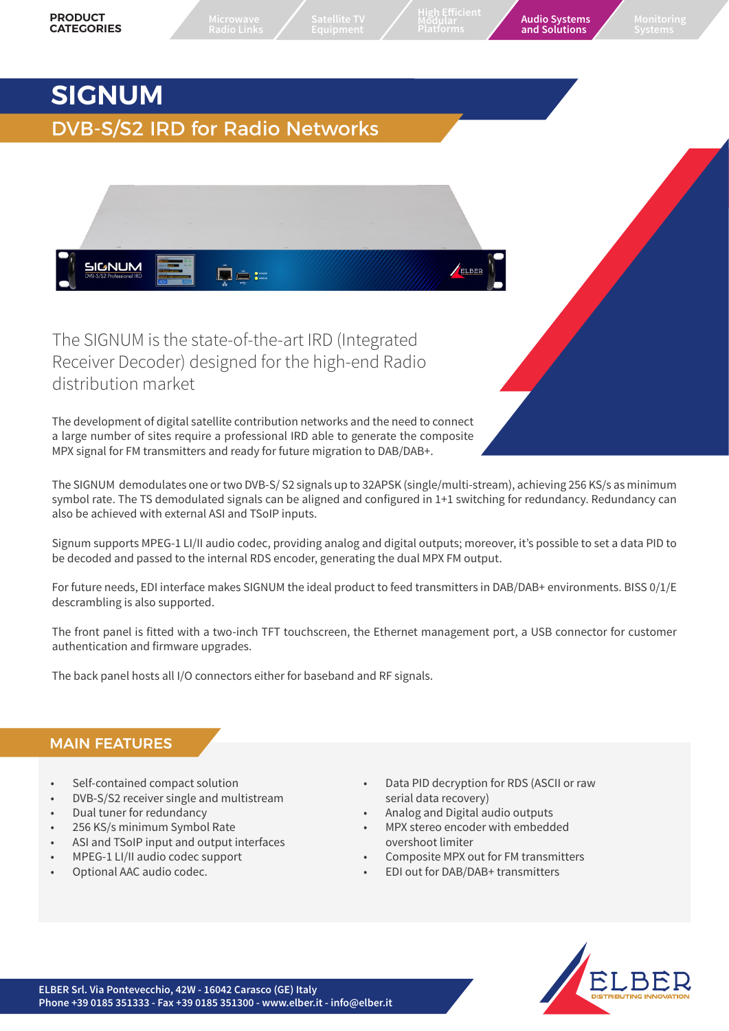PRODUCT CATEGORIES

Microwave Radio Links | Satellite TV Equipment | High Efficient Modular Platforms | **Audio Systems and Solutions** | Monitoring Systems

# SIGNUM

## DVB-S/S2 IRD for Radio Networks

The SIGNUM is the state-of-the-art IRD (Integrated Receiver Decoder) designed for the high-end Radio distribution market

The development of digital satellite contribution networks and the need to connect a large number of sites require a professional IRD able to generate the composite MPX signal for FM transmitters and ready for future migration to DAB/DAB+.

The SIGNUM demodulates one or two DVB-S/ S2 signals up to 32APSK (single/multi-stream), achieving 256 KS/s as minimum symbol rate. The TS demodulated signals can be aligned and configured in 1+1 switching for redundancy. Redundancy can also be achieved with external ASI and TSoIP inputs.

Signum supports MPEG-1 LI/II audio codec, providing analog and digital outputs; moreover, it's possible to set a data PID to be decoded and passed to the internal RDS encoder, generating the dual MPX FM output.

For future needs, EDI interface makes SIGNUM the ideal product to feed transmitters in DAB/DAB+ environments. BISS 0/1/E descrambling is also supported.

The front panel is fitted with a two-inch TFT touchscreen, the Ethernet management port, a USB connector for customer authentication and firmware upgrades.

The back panel hosts all I/O connectors either for baseband and RF signals.

## MAIN FEATURES

- Self-contained compact solution
- DVB-S/S2 receiver single and multistream
- Dual tuner for redundancy
- 256 KS/s minimum Symbol Rate
- ASI and TSoIP input and output interfaces
- MPEG-1 LI/II audio codec support
- Optional AAC audio codec.
- Data PID decryption for RDS (ASCII or raw serial data recovery)
- Analog and Digital audio outputs
- MPX stereo encoder with embedded overshoot limiter
- Composite MPX out for FM transmitters
- EDI out for DAB/DAB+ transmitters

ELBER Srl. Via Pontevecchio, 42W - 16042 Carasco (GE) Italy
Phone +39 0185 351333 - Fax +39 0185 351300 - www.elber.it - info@elber.it

ELBER DISTRIBUTING INNOVATION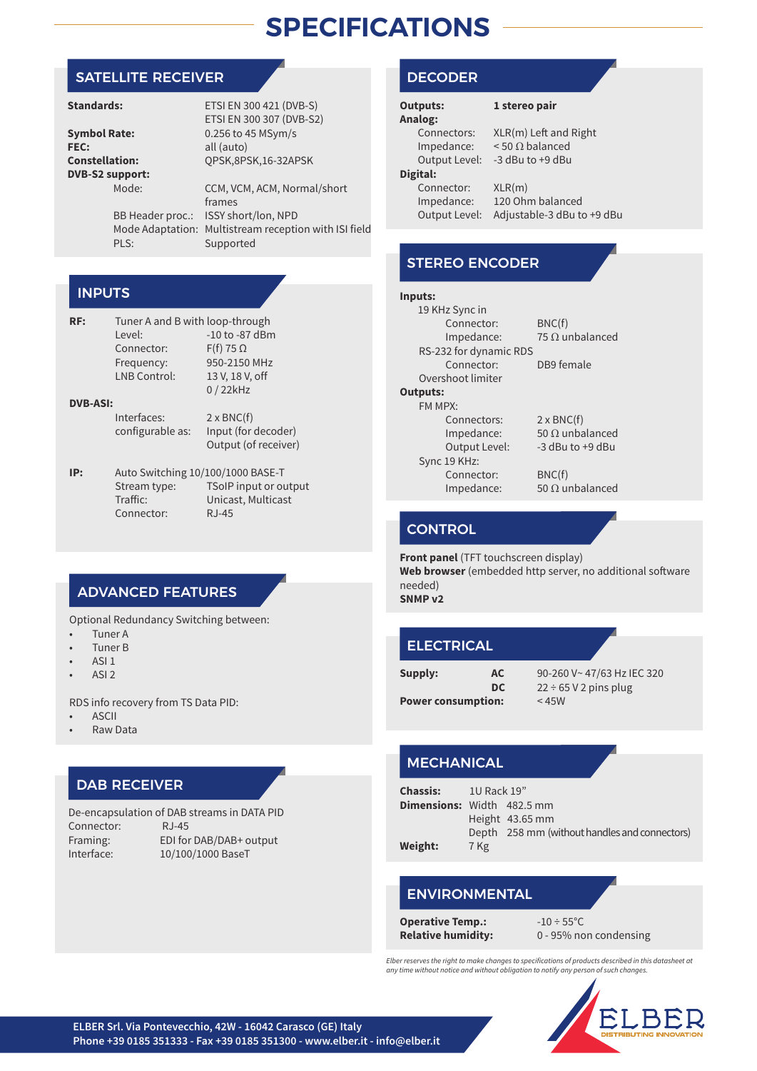# SPECIFICATIONS

## SATELLITE RECEIVER

| | | |
|---|---|---|
| **Standards:** | | ETSI EN 300 421 (DVB-S)<br>ETSI EN 300 307 (DVB-S2) |
| **Symbol Rate:** | | 0.256 to 45 MSym/s |
| **FEC:** | | all (auto) |
| **Constellation:** | | QPSK,8PSK,16-32APSK |
| **DVB-S2 support:** | | |
| | Mode: | CCM, VCM, ACM, Normal/short frames |
| | BB Header proc.: | ISSY short/lon, NPD |
| | Mode Adaptation: | Multistream reception with ISI field |
| | PLS: | Supported |

## INPUTS

| | | |
|---|---|---|
| **RF:** | Tuner A and B with loop-through | |
| | Level: | -10 to -87 dBm |
| | Connector: | F(f) 75 Ω |
| | Frequency: | 950-2150 MHz |
| | LNB Control: | 13 V, 18 V, off<br>0 / 22kHz |
| **DVB-ASI:** | | |
| | Interfaces: | 2 x BNC(f) |
| | configurable as: | Input (for decoder)<br>Output (of receiver) |
| **IP:** | Auto Switching 10/100/1000 BASE-T | |
| | Stream type: | TSoIP input or output |
| | Traffic: | Unicast, Multicast |
| | Connector: | RJ-45 |

## ADVANCED FEATURES

Optional Redundancy Switching between:

- Tuner A
- Tuner B
- ASI 1
- ASI 2

RDS info recovery from TS Data PID:

- ASCII
- Raw Data

## DAB RECEIVER

De-encapsulation of DAB streams in DATA PID

| | |
|---|---|
| Connector: | RJ-45 |
| Framing: | EDI for DAB/DAB+ output |
| Interface: | 10/100/1000 BaseT |

## DECODER

| | | |
|---|---|---|
| **Outputs:** | | **1 stereo pair** |
| **Analog:** | | |
| | Connectors: | XLR(m) Left and Right |
| | Impedance: | < 50 Ω balanced |
| | Output Level: | -3 dBu to +9 dBu |
| **Digital:** | | |
| | Connector: | XLR(m) |
| | Impedance: | 120 Ohm balanced |
| | Output Level: | Adjustable-3 dBu to +9 dBu |

## STEREO ENCODER

| | | |
|---|---|---|
| **Inputs:** | | |
| 19 KHz Sync in | | |
| | Connector: | BNC(f) |
| | Impedance: | 75 Ω unbalanced |
| RS-232 for dynamic RDS | | |
| | Connector: | DB9 female |
| Overshoot limiter | | |
| **Outputs:** | | |
| FM MPX: | | |
| | Connectors: | 2 x BNC(f) |
| | Impedance: | 50 Ω unbalanced |
| | Output Level: | -3 dBu to +9 dBu |
| Sync 19 KHz: | | |
| | Connector: | BNC(f) |
| | Impedance: | 50 Ω unbalanced |

## CONTROL

**Front panel** (TFT touchscreen display)
**Web browser** (embedded http server, no additional software needed)
**SNMP v2**

## ELECTRICAL

| | | |
|---|---|---|
| **Supply:** | **AC** | 90-260 V~ 47/63 Hz IEC 320 |
| | **DC** | 22 ÷ 65 V 2 pins plug |
| **Power consumption:** | | < 45W |

## MECHANICAL

| | | |
|---|---|---|
| **Chassis:** | 1U Rack 19" | |
| **Dimensions:** | Width | 482.5 mm |
| | Height | 43.65 mm |
| | Depth | 258 mm (without handles and connectors) |
| **Weight:** | 7 Kg | |

## ENVIRONMENTAL

| | |
|---|---|
| **Operative Temp.:** | -10 ÷ 55°C |
| **Relative humidity:** | 0 - 95% non condensing |

*Elber reserves the right to make changes to specifications of products described in this datasheet at any time without notice and without obligation to notify any person of such changes.*

**ELBER Srl. Via Pontevecchio, 42W - 16042 Carasco (GE) Italy**
**Phone +39 0185 351333 - Fax +39 0185 351300 - www.elber.it - info@elber.it**

ELBER
DISTRIBUTING INNOVATION